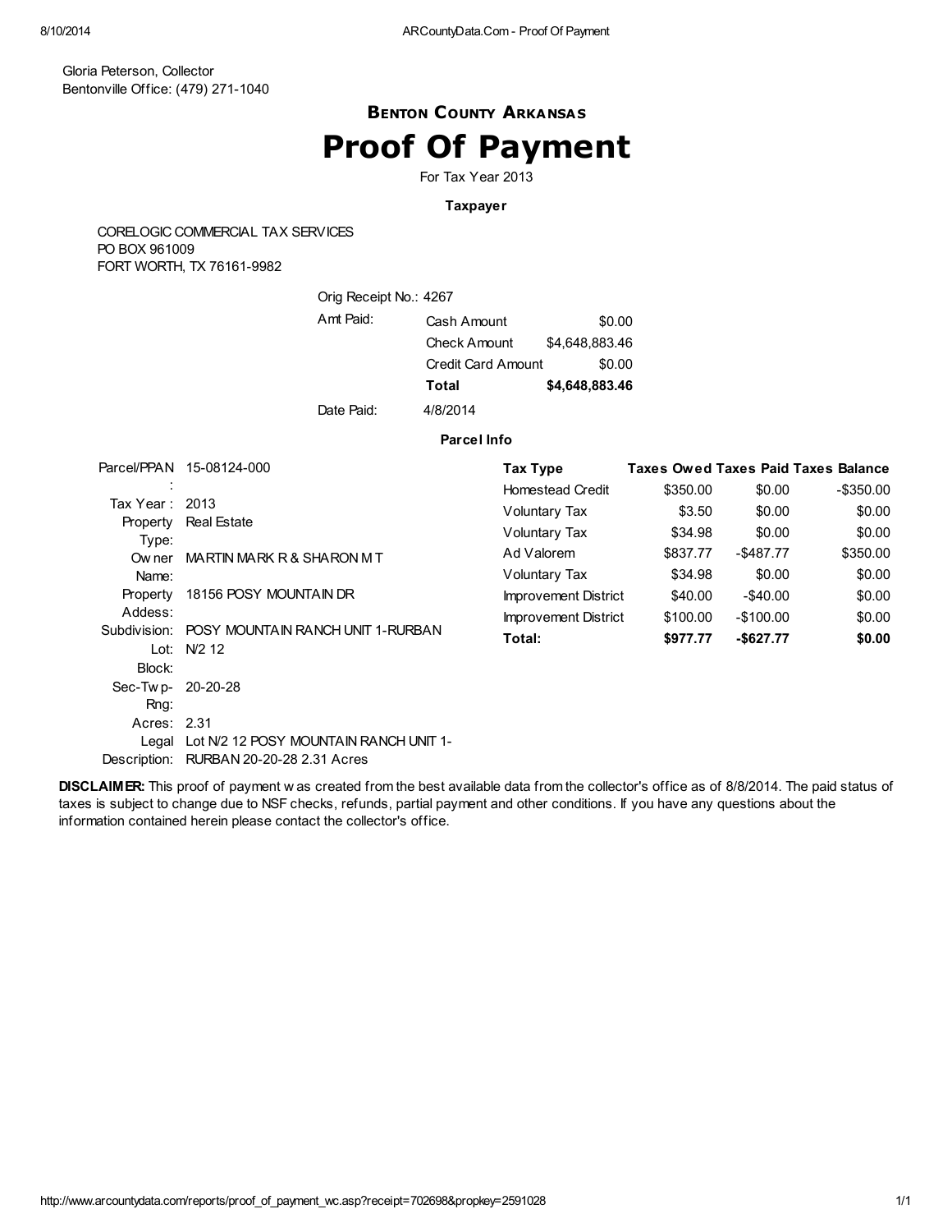Gloria Peterson, Collector
Bentonville Office: (479) 271-1040

## Benton County Arkansas

# Proof Of Payment

For Tax Year 2013

**Taxpayer**

CORELOGIC COMMERCIAL TAX SERVICES
PO BOX 961009
FORT WORTH, TX 76161-9982

Orig Receipt No.: 4267

| Amt Paid: | | |
|---|---|---|
| | Cash Amount | $0.00 |
| | Check Amount | $4,648,883.46 |
| | Credit Card Amount | $0.00 |
| | **Total** | **$4,648,883.46** |

Date Paid: 4/8/2014

**Parcel Info**

| | |
|---|---|
| Parcel/PPAN: | 15-08124-000 |
| Tax Year: | 2013 |
| Property Type: | Real Estate |
| Owner Name: | MARTIN MARK R & SHARON M T |
| Property Addess: | 18156 POSY MOUNTAIN DR |
| Subdivision: | POSY MOUNTAIN RANCH UNIT 1-RURBAN |
| Lot: | N/2 12 |
| Block: | |
| Sec-Twp-Rng: | 20-20-28 |
| Acres: | 2.31 |
| Legal Description: | Lot N/2 12 POSY MOUNTAIN RANCH UNIT 1-RURBAN 20-20-28 2.31 Acres |

| Tax Type | Taxes Owed | Taxes Paid | Taxes Balance |
|---|---|---|---|
| Homestead Credit | $350.00 | $0.00 | -$350.00 |
| Voluntary Tax | $3.50 | $0.00 | $0.00 |
| Voluntary Tax | $34.98 | $0.00 | $0.00 |
| Ad Valorem | $837.77 | -$487.77 | $350.00 |
| Voluntary Tax | $34.98 | $0.00 | $0.00 |
| Improvement District | $40.00 | -$40.00 | $0.00 |
| Improvement District | $100.00 | -$100.00 | $0.00 |
| **Total:** | **$977.77** | **-$627.77** | **$0.00** |

**DISCLAIMER:** This proof of payment was created from the best available data from the collector's office as of 8/8/2014. The paid status of taxes is subject to change due to NSF checks, refunds, partial payment and other conditions. If you have any questions about the information contained herein please contact the collector's office.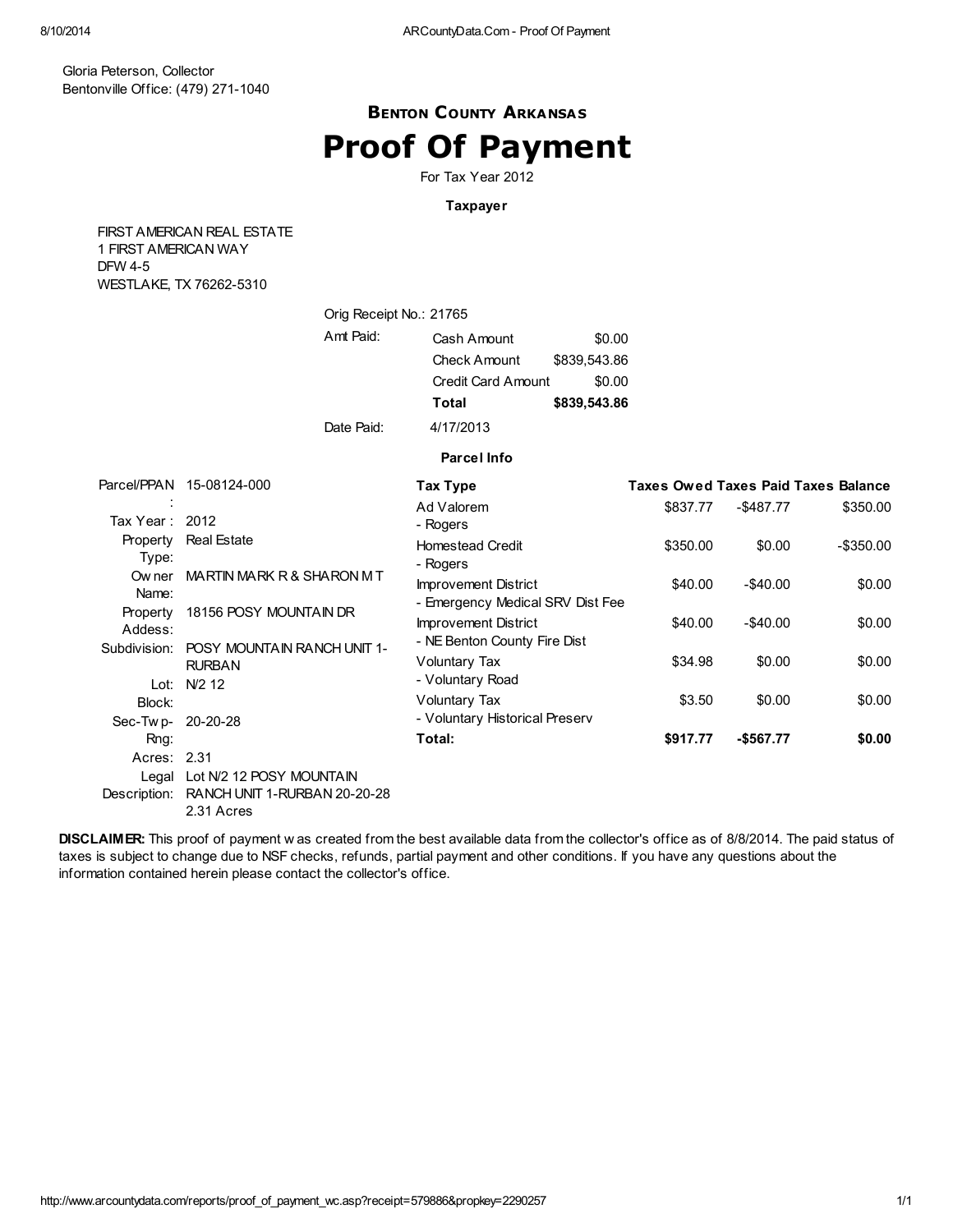Gloria Peterson, Collector
Bentonville Office: (479) 271-1040

## Benton County Arkansas

# Proof Of Payment

For Tax Year 2012

### Taxpayer

FIRST AMERICAN REAL ESTATE
1 FIRST AMERICAN WAY
DFW 4-5
WESTLAKE, TX 76262-5310

Orig Receipt No.: 21765

| Amt Paid: | | |
|---|---|---|
| | Cash Amount | $0.00 |
| | Check Amount | $839,543.86 |
| | Credit Card Amount | $0.00 |
| | **Total** | **$839,543.86** |

Date Paid: 4/17/2013

### Parcel Info

| | |
|---|---|
| Parcel/PPAN: | 15-08124-000 |
| Tax Year: | 2012 |
| Property Type: | Real Estate |
| Owner Name: | MARTIN MARK R & SHARON M T |
| Property Addess: | 18156 POSY MOUNTAIN DR |
| Subdivision: | POSY MOUNTAIN RANCH UNIT 1-RURBAN |
| Lot: | N/2 12 |
| Block: | |
| Sec-Twp-Rng: | 20-20-28 |
| Acres: | 2.31 |
| Legal Description: | Lot N/2 12 POSY MOUNTAIN RANCH UNIT 1-RURBAN 20-20-28 2.31 Acres |

| Tax Type | Taxes Owed | Taxes Paid | Taxes Balance |
|---|---|---|---|
| Ad Valorem - Rogers | $837.77 | -$487.77 | $350.00 |
| Homestead Credit - Rogers | $350.00 | $0.00 | -$350.00 |
| Improvement District - Emergency Medical SRV Dist Fee | $40.00 | -$40.00 | $0.00 |
| Improvement District - NE Benton County Fire Dist | $40.00 | -$40.00 | $0.00 |
| Voluntary Tax - Voluntary Road | $34.98 | $0.00 | $0.00 |
| Voluntary Tax - Voluntary Historical Preserv | $3.50 | $0.00 | $0.00 |
| **Total:** | **$917.77** | **-$567.77** | **$0.00** |

**DISCLAIMER:** This proof of payment was created from the best available data from the collector's office as of 8/8/2014. The paid status of taxes is subject to change due to NSF checks, refunds, partial payment and other conditions. If you have any questions about the information contained herein please contact the collector's office.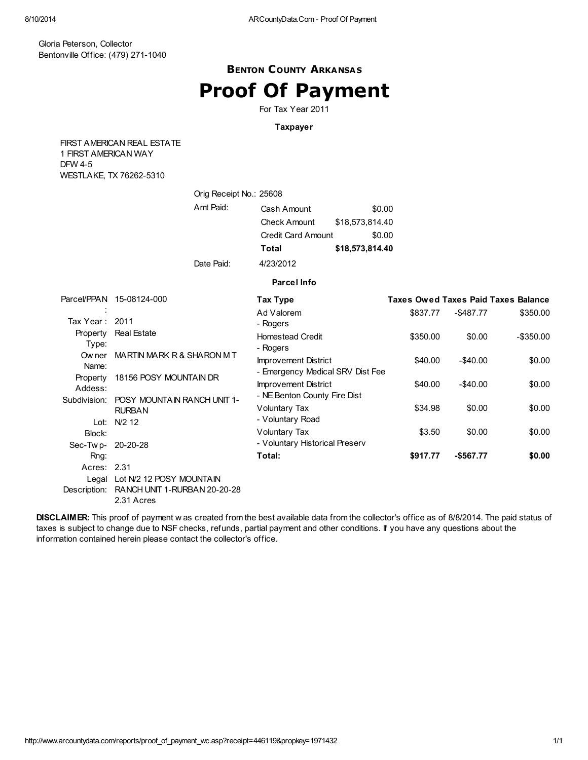Gloria Peterson, Collector
Bentonville Office: (479) 271-1040

## Benton County Arkansas

# Proof Of Payment

For Tax Year 2011

**Taxpayer**

FIRST AMERICAN REAL ESTATE
1 FIRST AMERICAN WAY
DFW 4-5
WESTLAKE, TX 76262-5310

| | | |
|---|---|---|
| Orig Receipt No.: | 25608 | |
| Amt Paid: | Cash Amount | $0.00 |
| | Check Amount | $18,573,814.40 |
| | Credit Card Amount | $0.00 |
| | **Total** | **$18,573,814.40** |
| Date Paid: | 4/23/2012 | |

**Parcel Info**

| | |
|---|---|
| Parcel/PPAN: | 15-08124-000 |
| Tax Year: | 2011 |
| Property Type: | Real Estate |
| Owner Name: | MARTIN MARK R & SHARON M T |
| Property Addess: | 18156 POSY MOUNTAIN DR |
| Subdivision: | POSY MOUNTAIN RANCH UNIT 1-RURBAN |
| Lot: | N/2 12 |
| Block: | |
| Sec-Twp-Rng: | 20-20-28 |
| Acres: | 2.31 |
| Legal Description: | Lot N/2 12 POSY MOUNTAIN RANCH UNIT 1-RURBAN 20-20-28 2.31 Acres |

| Tax Type | Taxes Owed | Taxes Paid | Taxes Balance |
|---|---|---|---|
| Ad Valorem - Rogers | $837.77 | -$487.77 | $350.00 |
| Homestead Credit - Rogers | $350.00 | $0.00 | -$350.00 |
| Improvement District - Emergency Medical SRV Dist Fee | $40.00 | -$40.00 | $0.00 |
| Improvement District - NE Benton County Fire Dist | $40.00 | -$40.00 | $0.00 |
| Voluntary Tax - Voluntary Road | $34.98 | $0.00 | $0.00 |
| Voluntary Tax - Voluntary Historical Preserv | $3.50 | $0.00 | $0.00 |
| **Total:** | **$917.77** | **-$567.77** | **$0.00** |

**DISCLAIMER:** This proof of payment was created from the best available data from the collector's office as of 8/8/2014. The paid status of taxes is subject to change due to NSF checks, refunds, partial payment and other conditions. If you have any questions about the information contained herein please contact the collector's office.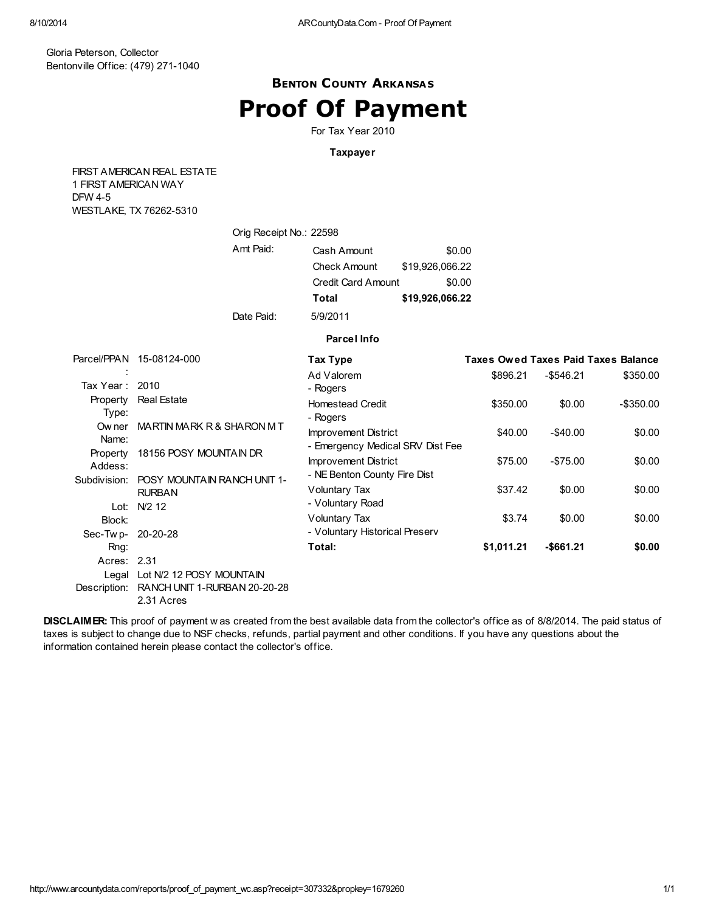Gloria Peterson, Collector
Bentonville Office: (479) 271-1040

### BENTON COUNTY ARKANSAS

# Proof Of Payment

For Tax Year 2010

**Taxpayer**

FIRST AMERICAN REAL ESTATE
1 FIRST AMERICAN WAY
DFW 4-5
WESTLAKE, TX 76262-5310

Orig Receipt No.: 22598

| Amt Paid: | | |
|---|---|---|
| | Cash Amount | $0.00 |
| | Check Amount | $19,926,066.22 |
| | Credit Card Amount | $0.00 |
| | **Total** | **$19,926,066.22** |

Date Paid: 5/9/2011

**Parcel Info**

| | |
|---|---|
| Parcel/PPAN: | 15-08124-000 |
| Tax Year: | 2010 |
| Property Type: | Real Estate |
| Owner Name: | MARTIN MARK R & SHARON M T |
| Property Addess: | 18156 POSY MOUNTAIN DR |
| Subdivision: | POSY MOUNTAIN RANCH UNIT 1-RURBAN |
| Lot: | N/2 12 |
| Block: | |
| Sec-Twp-Rng: | 20-20-28 |
| Acres: | 2.31 |
| Legal Description: | Lot N/2 12 POSY MOUNTAIN RANCH UNIT 1-RURBAN 20-20-28 2.31 Acres |

| Tax Type | Taxes Owed | Taxes Paid | Taxes Balance |
|---|---|---|---|
| Ad Valorem - Rogers | $896.21 | -$546.21 | $350.00 |
| Homestead Credit - Rogers | $350.00 | $0.00 | -$350.00 |
| Improvement District - Emergency Medical SRV Dist Fee | $40.00 | -$40.00 | $0.00 |
| Improvement District - NE Benton County Fire Dist | $75.00 | -$75.00 | $0.00 |
| Voluntary Tax - Voluntary Road | $37.42 | $0.00 | $0.00 |
| Voluntary Tax - Voluntary Historical Preserv | $3.74 | $0.00 | $0.00 |
| **Total:** | **$1,011.21** | **-$661.21** | **$0.00** |

**DISCLAIMER:** This proof of payment was created from the best available data from the collector's office as of 8/8/2014. The paid status of taxes is subject to change due to NSF checks, refunds, partial payment and other conditions. If you have any questions about the information contained herein please contact the collector's office.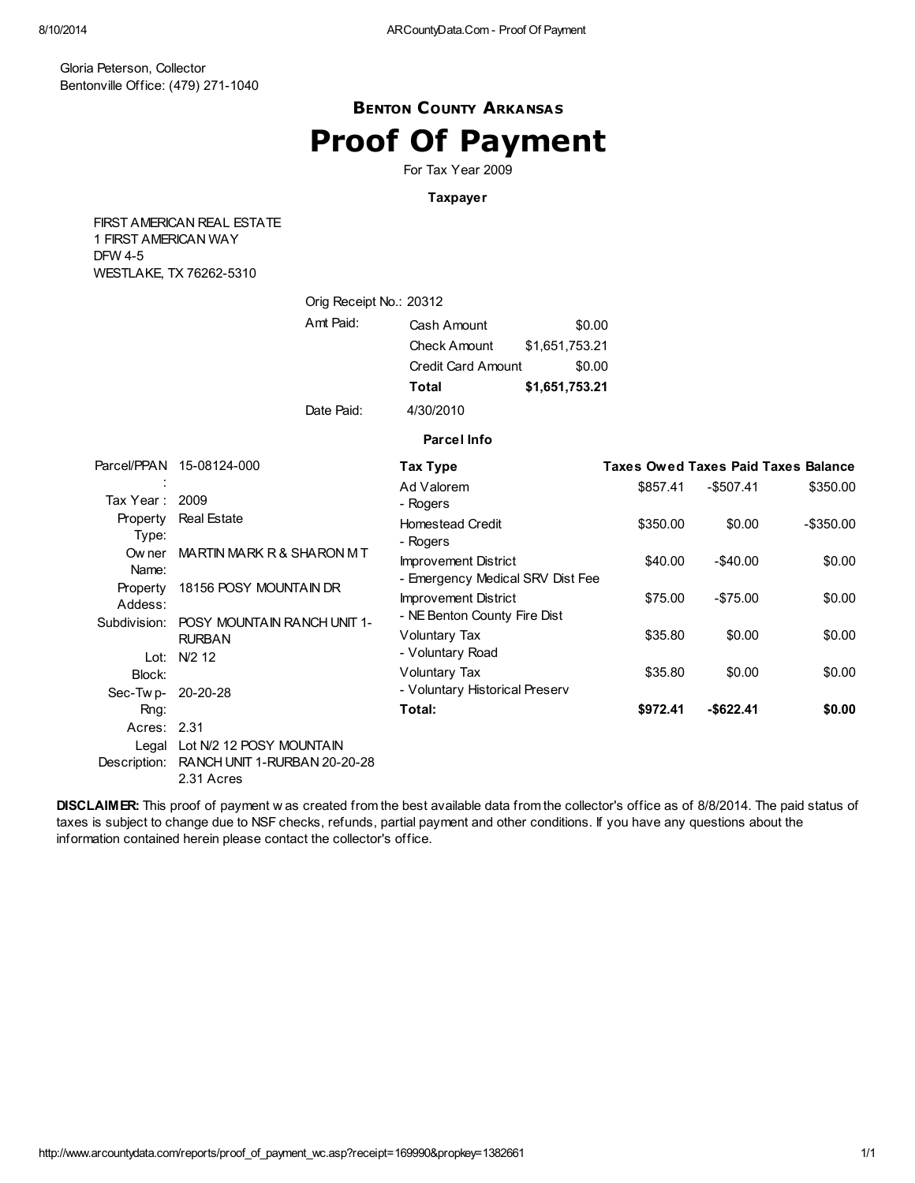Gloria Peterson, Collector
Bentonville Office: (479) 271-1040

## Benton County Arkansas

# Proof Of Payment

For Tax Year 2009

### Taxpayer

FIRST AMERICAN REAL ESTATE
1 FIRST AMERICAN WAY
DFW 4-5
WESTLAKE, TX 76262-5310

Orig Receipt No.: 20312

| Amt Paid: | | |
|---|---|---|
| | Cash Amount | $0.00 |
| | Check Amount | $1,651,753.21 |
| | Credit Card Amount | $0.00 |
| | **Total** | **$1,651,753.21** |

Date Paid: 4/30/2010

### Parcel Info

| | |
|---|---|
| Parcel/PPAN: | 15-08124-000 |
| Tax Year: | 2009 |
| Property Type: | Real Estate |
| Owner Name: | MARTIN MARK R & SHARON M T |
| Property Addess: | 18156 POSY MOUNTAIN DR |
| Subdivision: | POSY MOUNTAIN RANCH UNIT 1-RURBAN |
| Lot: | N/2 12 |
| Block: | |
| Sec-Twp-Rng: | 20-20-28 |
| Acres: | 2.31 |
| Legal Description: | Lot N/2 12 POSY MOUNTAIN RANCH UNIT 1-RURBAN 20-20-28 2.31 Acres |

| Tax Type | Taxes Owed | Taxes Paid | Taxes Balance |
|---|---|---|---|
| Ad Valorem - Rogers | $857.41 | -$507.41 | $350.00 |
| Homestead Credit - Rogers | $350.00 | $0.00 | -$350.00 |
| Improvement District - Emergency Medical SRV Dist Fee | $40.00 | -$40.00 | $0.00 |
| Improvement District - NE Benton County Fire Dist | $75.00 | -$75.00 | $0.00 |
| Voluntary Tax - Voluntary Road | $35.80 | $0.00 | $0.00 |
| Voluntary Tax - Voluntary Historical Preserv | $35.80 | $0.00 | $0.00 |
| **Total:** | **$972.41** | **-$622.41** | **$0.00** |

**DISCLAIMER:** This proof of payment was created from the best available data from the collector's office as of 8/8/2014. The paid status of taxes is subject to change due to NSF checks, refunds, partial payment and other conditions. If you have any questions about the information contained herein please contact the collector's office.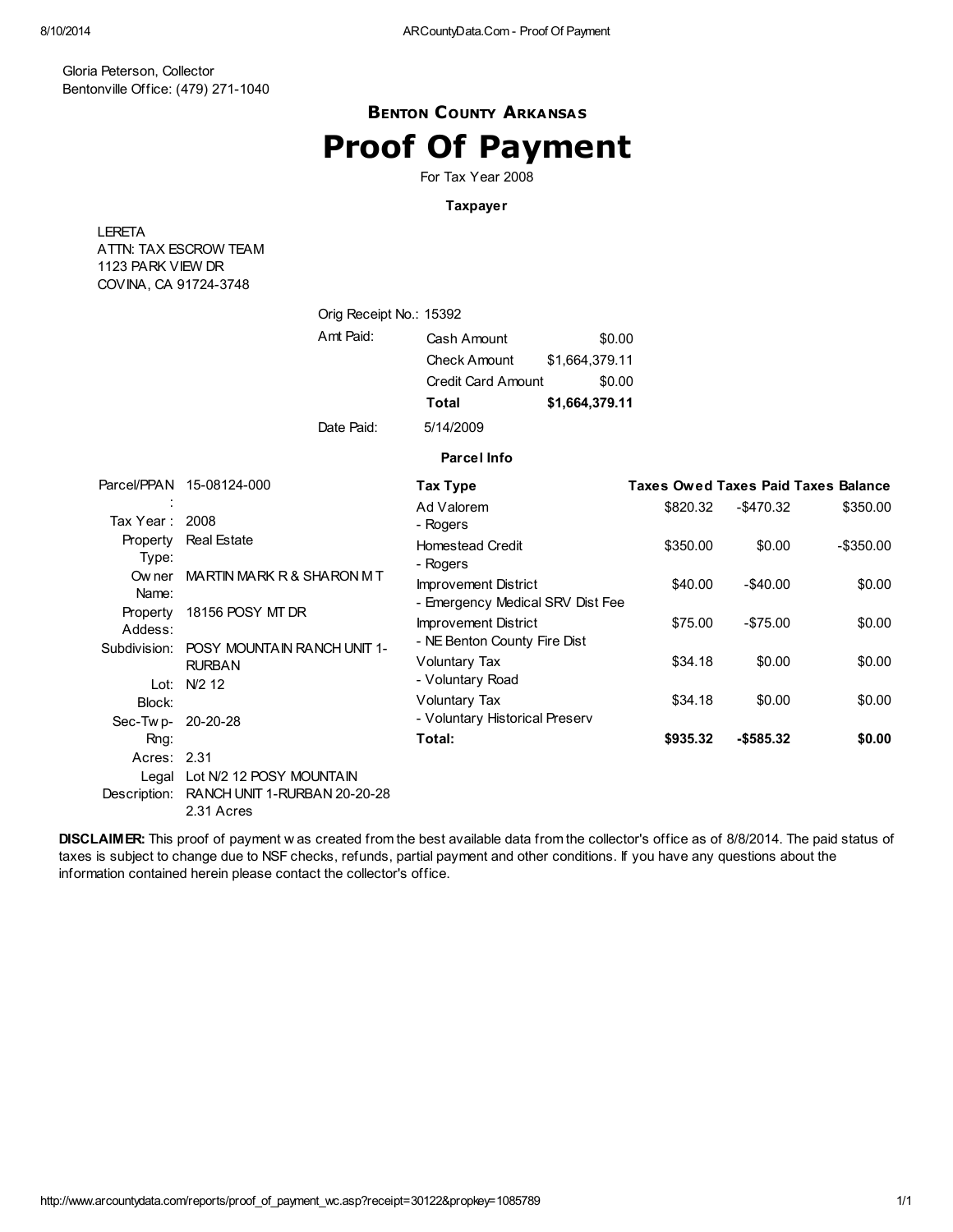Gloria Peterson, Collector
Bentonville Office: (479) 271-1040

## Benton County Arkansas

# Proof Of Payment

For Tax Year 2008

**Taxpayer**

LERETA
ATTN: TAX ESCROW TEAM
1123 PARK VIEW DR
COVINA, CA 91724-3748

| | | |
|---|---|---|
| Orig Receipt No.: | 15392 | |
| Amt Paid: | Cash Amount | $0.00 |
| | Check Amount | $1,664,379.11 |
| | Credit Card Amount | $0.00 |
| | **Total** | **$1,664,379.11** |
| Date Paid: | 5/14/2009 | |

**Parcel Info**

| | |
|---|---|
| Parcel/PPAN: | 15-08124-000 |
| Tax Year: | 2008 |
| Property Type: | Real Estate |
| Owner Name: | MARTIN MARK R & SHARON M T |
| Property Addess: | 18156 POSY MT DR |
| Subdivision: | POSY MOUNTAIN RANCH UNIT 1-RURBAN |
| Lot: | N/2 12 |
| Block: | |
| Sec-Twp-Rng: | 20-20-28 |
| Acres: | 2.31 |
| Legal Description: | Lot N/2 12 POSY MOUNTAIN RANCH UNIT 1-RURBAN 20-20-28 2.31 Acres |

| Tax Type | Taxes Owed | Taxes Paid | Taxes Balance |
|---|---|---|---|
| Ad Valorem - Rogers | $820.32 | -$470.32 | $350.00 |
| Homestead Credit - Rogers | $350.00 | $0.00 | -$350.00 |
| Improvement District - Emergency Medical SRV Dist Fee | $40.00 | -$40.00 | $0.00 |
| Improvement District - NE Benton County Fire Dist | $75.00 | -$75.00 | $0.00 |
| Voluntary Tax - Voluntary Road | $34.18 | $0.00 | $0.00 |
| Voluntary Tax - Voluntary Historical Preserv | $34.18 | $0.00 | $0.00 |
| **Total:** | **$935.32** | **-$585.32** | **$0.00** |

**DISCLAIMER:** This proof of payment was created from the best available data from the collector's office as of 8/8/2014. The paid status of taxes is subject to change due to NSF checks, refunds, partial payment and other conditions. If you have any questions about the information contained herein please contact the collector's office.